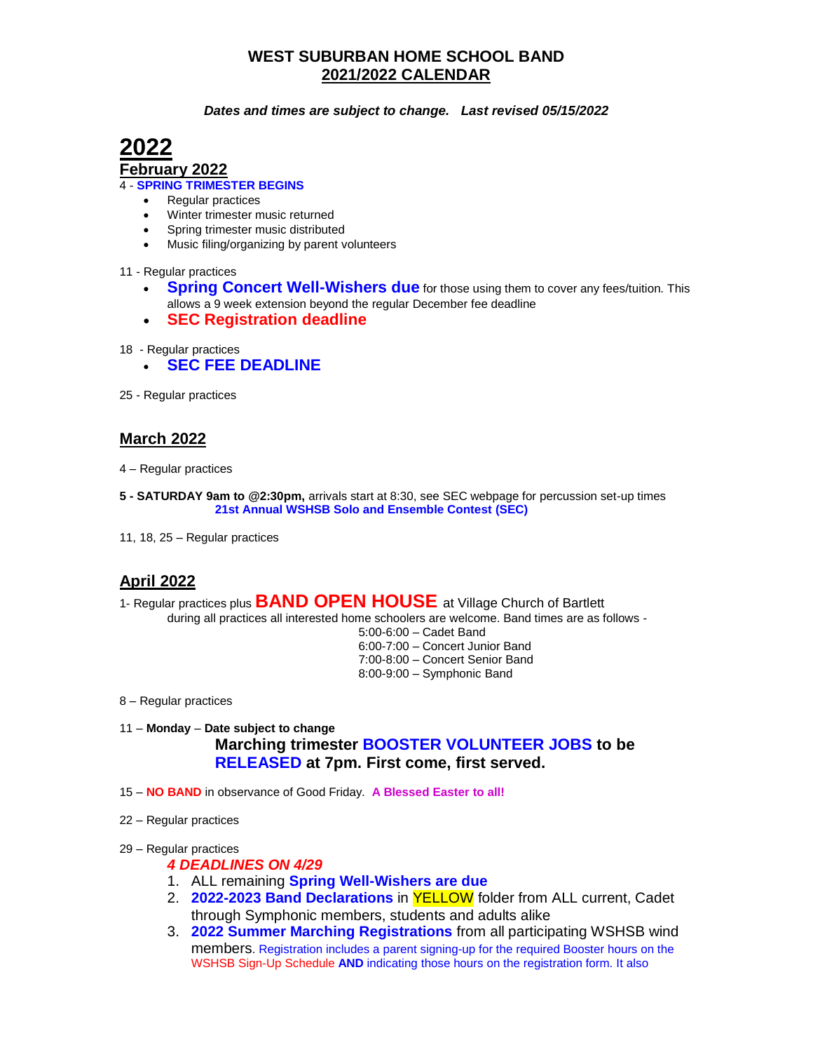# WEST SUBURBAN HOME SCHOOL BAND
## 2021/2022 CALENDAR

***Dates and times are subject to change. Last revised 05/15/2022***

# 2022

## February 2022

4 - **SPRING TRIMESTER BEGINS**

- Regular practices
- Winter trimester music returned
- Spring trimester music distributed
- Music filing/organizing by parent volunteers

11 - Regular practices

- **Spring Concert Well-Wishers due** for those using them to cover any fees/tuition. This allows a 9 week extension beyond the regular December fee deadline
- **SEC Registration deadline**

18 - Regular practices

- **SEC FEE DEADLINE**

25 - Regular practices

## March 2022

4 – Regular practices

**5 - SATURDAY 9am to @2:30pm,** arrivals start at 8:30, see SEC webpage for percussion set-up times
**21st Annual WSHSB Solo and Ensemble Contest (SEC)**

11, 18, 25 – Regular practices

## April 2022

1- Regular practices plus **BAND OPEN HOUSE** at Village Church of Bartlett
during all practices all interested home schoolers are welcome. Band times are as follows -
5:00-6:00 – Cadet Band
6:00-7:00 – Concert Junior Band
7:00-8:00 – Concert Senior Band
8:00-9:00 – Symphonic Band

8 – Regular practices

11 – **Monday** – **Date subject to change**
**Marching trimester BOOSTER VOLUNTEER JOBS to be RELEASED at 7pm. First come, first served.**

15 – **NO BAND** in observance of Good Friday. **A Blessed Easter to all!**

22 – Regular practices

29 – Regular practices

***4 DEADLINES ON 4/29***

1. ALL remaining **Spring Well-Wishers are due**
2. **2022-2023 Band Declarations** in YELLOW folder from ALL current, Cadet through Symphonic members, students and adults alike
3. **2022 Summer Marching Registrations** from all participating WSHSB wind members. Registration includes a parent signing-up for the required Booster hours on the WSHSB Sign-Up Schedule **AND** indicating those hours on the registration form. It also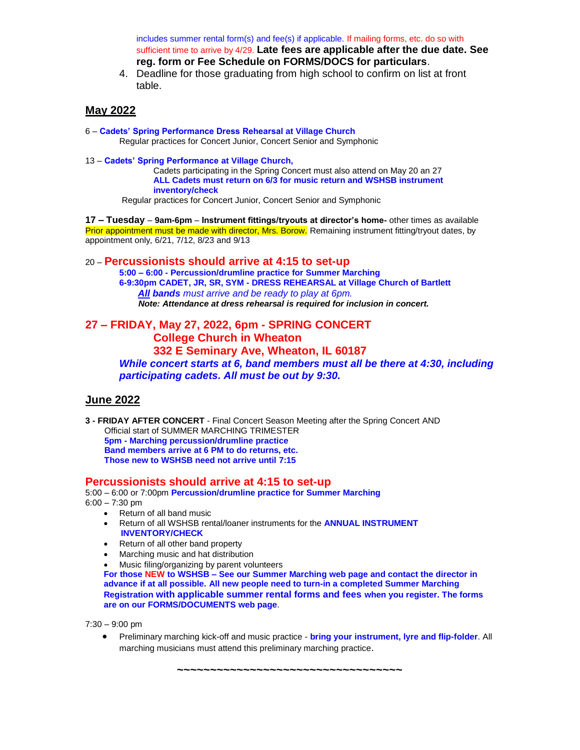includes summer rental form(s) and fee(s) if applicable. If mailing forms, etc. do so with sufficient time to arrive by 4/29. **Late fees are applicable after the due date. See reg. form or Fee Schedule on FORMS/DOCS for particulars**.

4. Deadline for those graduating from high school to confirm on list at front table.

## May 2022

6 – **Cadets' Spring Performance Dress Rehearsal at Village Church**
Regular practices for Concert Junior, Concert Senior and Symphonic

13 – **Cadets' Spring Performance at Village Church,**
Cadets participating in the Spring Concert must also attend on May 20 an 27
**ALL Cadets must return on 6/3 for music return and WSHSB instrument inventory/check**
Regular practices for Concert Junior, Concert Senior and Symphonic

**17 – Tuesday** – **9am-6pm** – **Instrument fittings/tryouts at director's home-** other times as available
Prior appointment must be made with director, Mrs. Borow. Remaining instrument fitting/tryout dates, by appointment only, 6/21, 7/12, 8/23 and 9/13

20 – **Percussionists should arrive at 4:15 to set-up**
**5:00 – 6:00 - Percussion/drumline practice for Summer Marching**
**6-9:30pm CADET, JR, SR, SYM - DRESS REHEARSAL at Village Church of Bartlett**
***All* bands** *must arrive and be ready to play at 6pm.*
***Note: Attendance at dress rehearsal is required for inclusion in concert.***

**27 – FRIDAY, May 27, 2022, 6pm - SPRING CONCERT**
**College Church in Wheaton**
**332 E Seminary Ave, Wheaton, IL 60187**
***While concert starts at 6, band members must all be there at 4:30, including participating cadets. All must be out by 9:30.***

## June 2022

**3 - FRIDAY AFTER CONCERT** - Final Concert Season Meeting after the Spring Concert AND Official start of SUMMER MARCHING TRIMESTER
**5pm - Marching percussion/drumline practice**
**Band members arrive at 6 PM to do returns, etc.**
**Those new to WSHSB need not arrive until 7:15**

**Percussionists should arrive at 4:15 to set-up**
5:00 – 6:00 or 7:00pm **Percussion/drumline practice for Summer Marching**
6:00 – 7:30 pm

- Return of all band music
- Return of all WSHSB rental/loaner instruments for the **ANNUAL INSTRUMENT INVENTORY/CHECK**
- Return of all other band property
- Marching music and hat distribution
- Music filing/organizing by parent volunteers

**For those NEW to WSHSB – See our Summer Marching web page and contact the director in advance if at all possible. All new people need to turn-in a completed Summer Marching Registration with applicable summer rental forms and fees when you register. The forms are on our FORMS/DOCUMENTS web page**.

7:30 – 9:00 pm

- Preliminary marching kick-off and music practice - **bring your instrument, lyre and flip-folder**. All marching musicians must attend this preliminary marching practice.

~~~~~~~~~~~~~~~~~~~~~~~~~~~~~~~~~~~~~~~~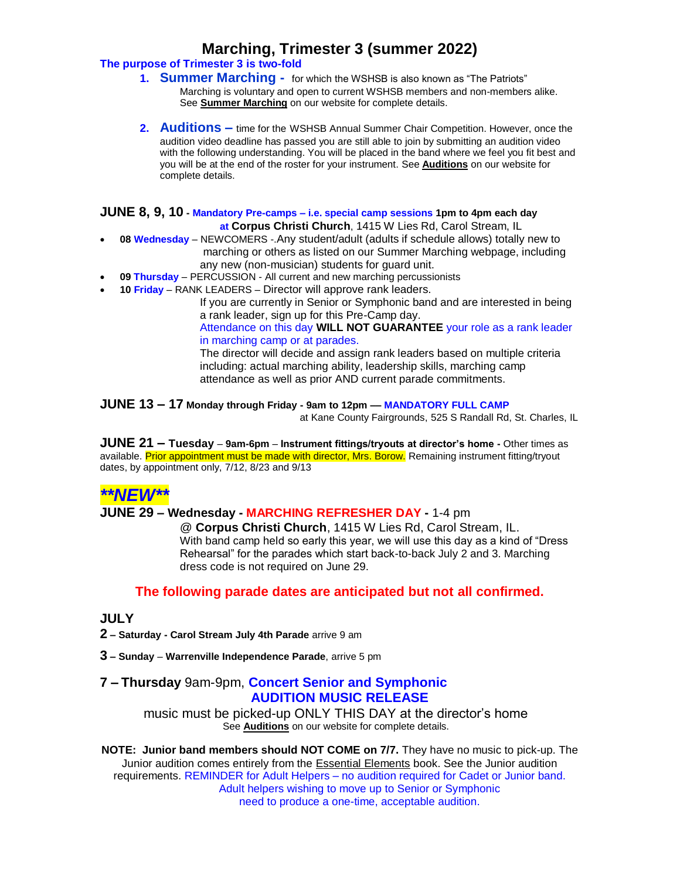# Marching, Trimester 3 (summer 2022)

**The purpose of Trimester 3 is two-fold**

1. **Summer Marching -** for which the WSHSB is also known as "The Patriots"
   Marching is voluntary and open to current WSHSB members and non-members alike. See **Summer Marching** on our website for complete details.

2. **Auditions –** time for the WSHSB Annual Summer Chair Competition. However, once the audition video deadline has passed you are still able to join by submitting an audition video with the following understanding. You will be placed in the band where we feel you fit best and you will be at the end of the roster for your instrument. See **Auditions** on our website for complete details.

**JUNE 8, 9, 10 - Mandatory Pre-camps – i.e. special camp sessions 1pm to 4pm each day at Corpus Christi Church**, 1415 W Lies Rd, Carol Stream, IL

- **08 Wednesday** – NEWCOMERS -.Any student/adult (adults if schedule allows) totally new to marching or others as listed on our Summer Marching webpage, including any new (non-musician) students for guard unit.
- **09 Thursday** – PERCUSSION - All current and new marching percussionists
- **10 Friday** – RANK LEADERS – Director will approve rank leaders.
  If you are currently in Senior or Symphonic band and are interested in being a rank leader, sign up for this Pre-Camp day.
  Attendance on this day **WILL NOT GUARANTEE** your role as a rank leader in marching camp or at parades.
  The director will decide and assign rank leaders based on multiple criteria including: actual marching ability, leadership skills, marching camp attendance as well as prior AND current parade commitments.

**JUNE 13 – 17 Monday through Friday - 9am to 12pm — MANDATORY FULL CAMP**
at Kane County Fairgrounds, 525 S Randall Rd, St. Charles, IL

**JUNE 21 – Tuesday – 9am-6pm – Instrument fittings/tryouts at director's home -** Other times as available. Prior appointment must be made with director, Mrs. Borow. Remaining instrument fitting/tryout dates, by appointment only, 7/12, 8/23 and 9/13

***\*\*NEW\*\****

**JUNE 29 – Wednesday - MARCHING REFRESHER DAY -** 1-4 pm
@ **Corpus Christi Church**, 1415 W Lies Rd, Carol Stream, IL.
With band camp held so early this year, we will use this day as a kind of "Dress Rehearsal" for the parades which start back-to-back July 2 and 3. Marching dress code is not required on June 29.

**The following parade dates are anticipated but not all confirmed.**

**JULY**

**2 – Saturday - Carol Stream July 4th Parade** arrive 9 am

**3 – Sunday – Warrenville Independence Parade**, arrive 5 pm

**7 – Thursday** 9am-9pm, **Concert Senior and Symphonic AUDITION MUSIC RELEASE**
music must be picked-up ONLY THIS DAY at the director's home
See **Auditions** on our website for complete details.

**NOTE: Junior band members should NOT COME on 7/7.** They have no music to pick-up. The Junior audition comes entirely from the Essential Elements book. See the Junior audition requirements. REMINDER for Adult Helpers – no audition required for Cadet or Junior band. Adult helpers wishing to move up to Senior or Symphonic need to produce a one-time, acceptable audition.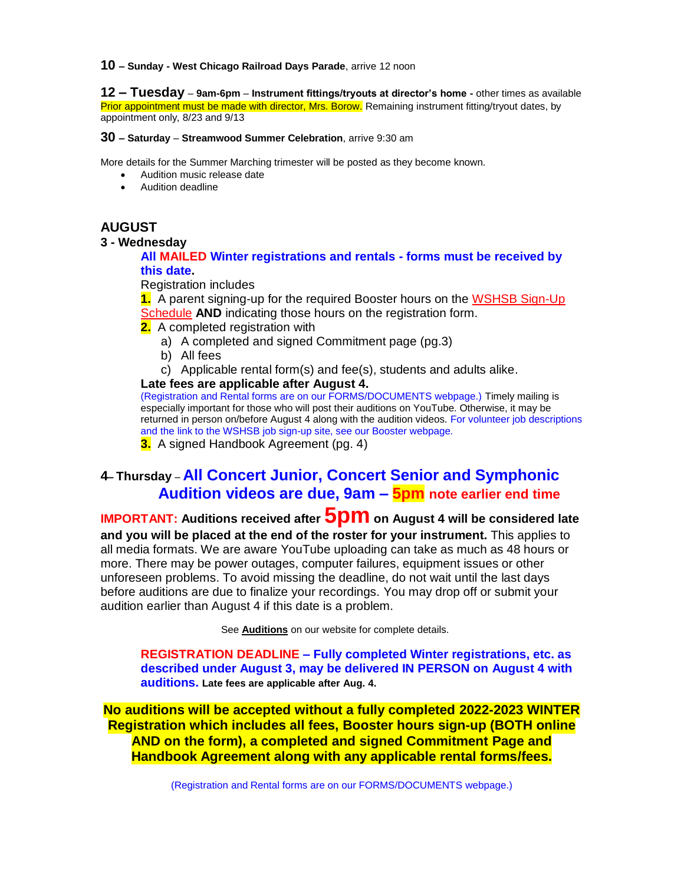**10 – Sunday - West Chicago Railroad Days Parade**, arrive 12 noon

**12 – Tuesday** – **9am-6pm** – **Instrument fittings/tryouts at director's home -** other times as available Prior appointment must be made with director, Mrs. Borow. Remaining instrument fitting/tryout dates, by appointment only, 8/23 and 9/13

**30 – Saturday** – **Streamwood Summer Celebration**, arrive 9:30 am

More details for the Summer Marching trimester will be posted as they become known.

- Audition music release date
- Audition deadline

## AUGUST

### 3 - Wednesday

**All MAILED Winter registrations and rentals - forms must be received by this date.**

Registration includes

**1.** A parent signing-up for the required Booster hours on the WSHSB Sign-Up Schedule **AND** indicating those hours on the registration form.

**2.** A completed registration with

a) A completed and signed Commitment page (pg.3)
b) All fees
c) Applicable rental form(s) and fee(s), students and adults alike.

**Late fees are applicable after August 4.**

(Registration and Rental forms are on our FORMS/DOCUMENTS webpage.) Timely mailing is especially important for those who will post their auditions on YouTube. Otherwise, it may be returned in person on/before August 4 along with the audition videos. For volunteer job descriptions and the link to the WSHSB job sign-up site, see our Booster webpage.

**3.** A signed Handbook Agreement (pg. 4)

### 4 – Thursday – All Concert Junior, Concert Senior and Symphonic Audition videos are due, 9am – 5pm note earlier end time

**IMPORTANT: Auditions received after 5pm on August 4 will be considered late and you will be placed at the end of the roster for your instrument.** This applies to all media formats. We are aware YouTube uploading can take as much as 48 hours or more. There may be power outages, computer failures, equipment issues or other unforeseen problems. To avoid missing the deadline, do not wait until the last days before auditions are due to finalize your recordings. You may drop off or submit your audition earlier than August 4 if this date is a problem.

See **Auditions** on our website for complete details.

**REGISTRATION DEADLINE – Fully completed Winter registrations, etc. as described under August 3, may be delivered IN PERSON on August 4 with auditions. Late fees are applicable after Aug. 4.**

**No auditions will be accepted without a fully completed 2022-2023 WINTER Registration which includes all fees, Booster hours sign-up (BOTH online AND on the form), a completed and signed Commitment Page and Handbook Agreement along with any applicable rental forms/fees.**

(Registration and Rental forms are on our FORMS/DOCUMENTS webpage.)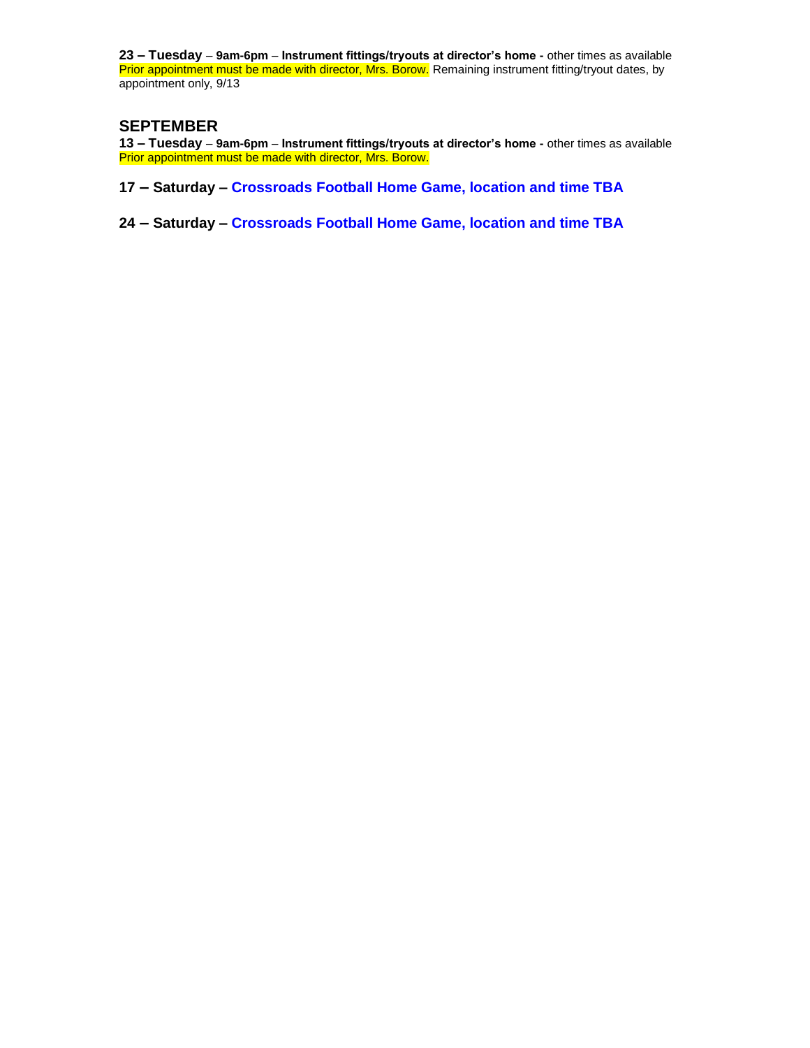**23 – Tuesday** – **9am-6pm** – **Instrument fittings/tryouts at director's home -** other times as available Prior appointment must be made with director, Mrs. Borow. Remaining instrument fitting/tryout dates, by appointment only, 9/13

## SEPTEMBER

**13 – Tuesday** – **9am-6pm** – **Instrument fittings/tryouts at director's home -** other times as available Prior appointment must be made with director, Mrs. Borow.

**17 – Saturday – Crossroads Football Home Game, location and time TBA**

**24 – Saturday – Crossroads Football Home Game, location and time TBA**